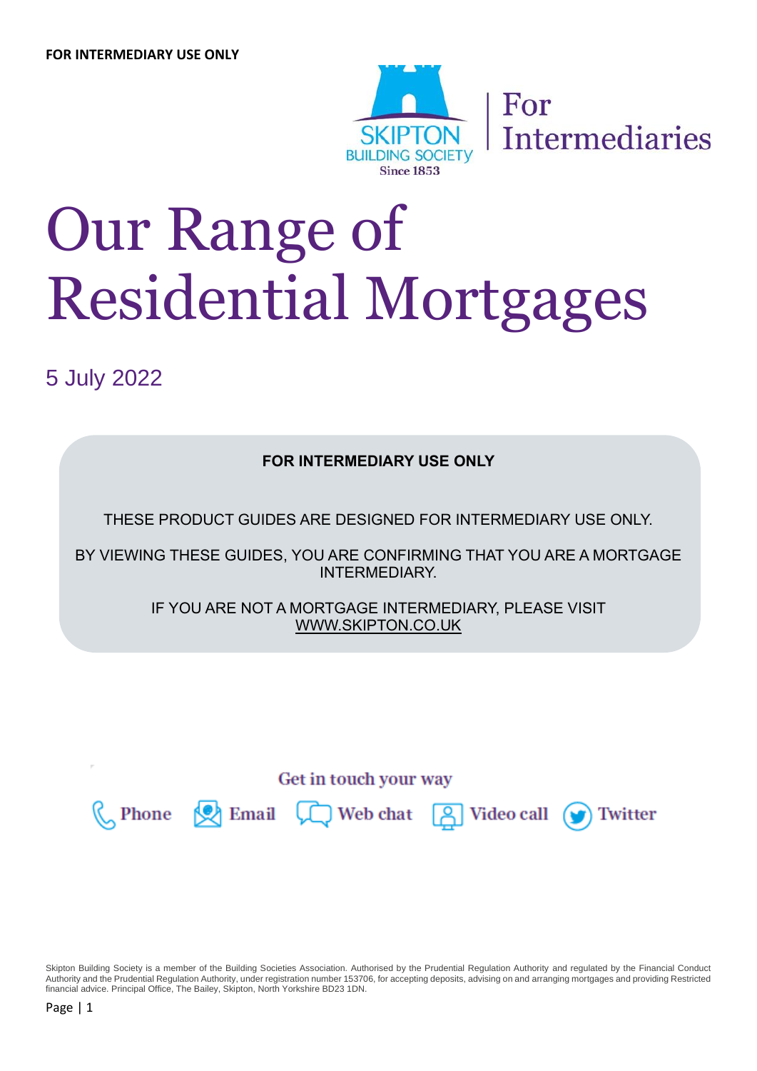**FOR INTERMEDIARY USE ONLY**

SKIPTON BUILDING SOCIETY Since 1853 | For Intermediaries

# Our Range of Residential Mortgages

5 July 2022

**FOR INTERMEDIARY USE ONLY**

THESE PRODUCT GUIDES ARE DESIGNED FOR INTERMEDIARY USE ONLY.

BY VIEWING THESE GUIDES, YOU ARE CONFIRMING THAT YOU ARE A MORTGAGE INTERMEDIARY.

IF YOU ARE NOT A MORTGAGE INTERMEDIARY, PLEASE VISIT WWW.SKIPTON.CO.UK

Get in touch your way

Phone | Email | Web chat | Video call | Twitter

Skipton Building Society is a member of the Building Societies Association. Authorised by the Prudential Regulation Authority and regulated by the Financial Conduct Authority and the Prudential Regulation Authority, under registration number 153706, for accepting deposits, advising on and arranging mortgages and providing Restricted financial advice. Principal Office, The Bailey, Skipton, North Yorkshire BD23 1DN.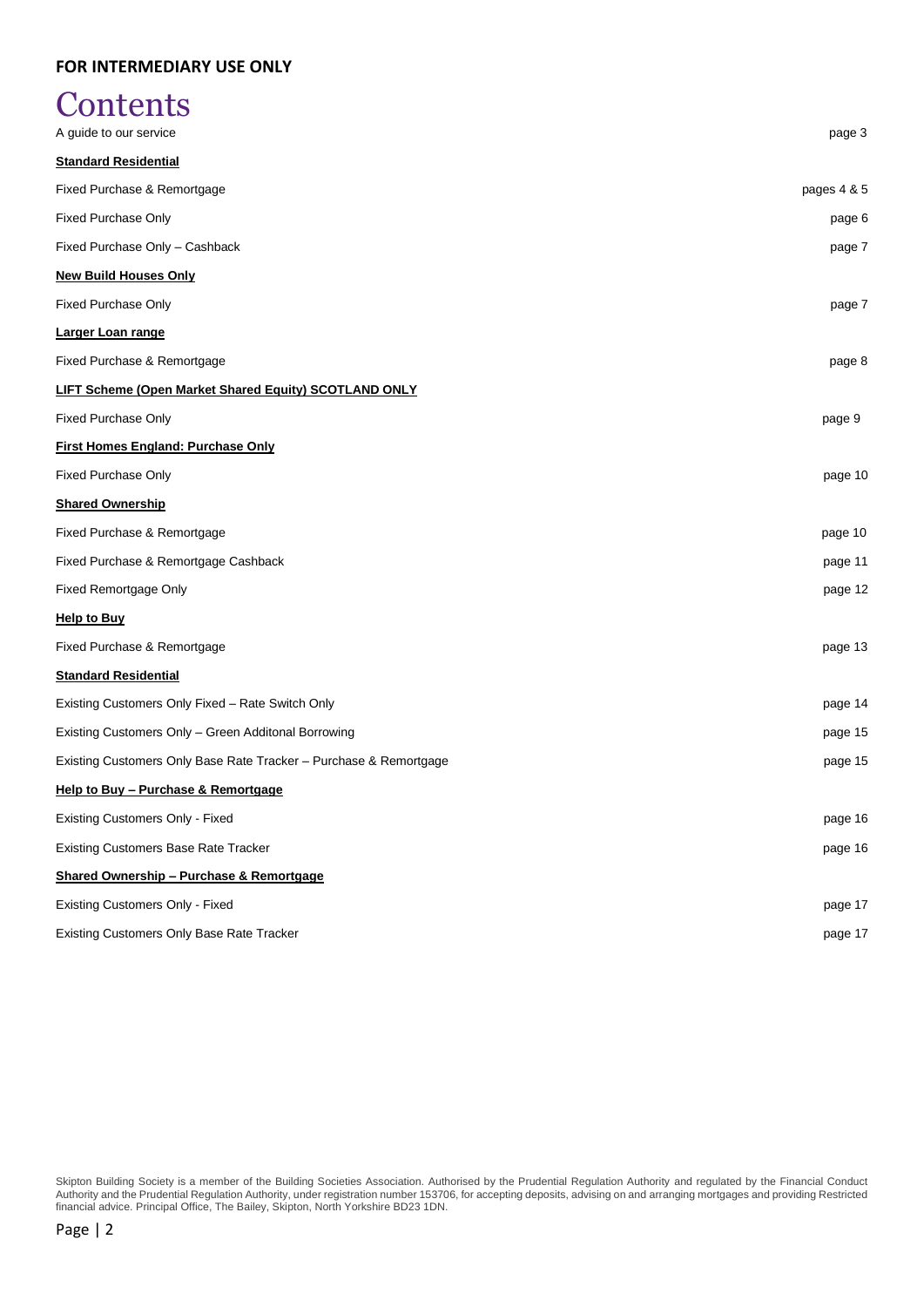**FOR INTERMEDIARY USE ONLY**

# Contents

| | |
|---|---|
| A guide to our service | page 3 |
| **Standard Residential** | |
| Fixed Purchase & Remortgage | pages 4 & 5 |
| Fixed Purchase Only | page 6 |
| Fixed Purchase Only – Cashback | page 7 |
| **New Build Houses Only** | |
| Fixed Purchase Only | page 7 |
| **Larger Loan range** | |
| Fixed Purchase & Remortgage | page 8 |
| **LIFT Scheme (Open Market Shared Equity) SCOTLAND ONLY** | |
| Fixed Purchase Only | page 9 |
| **First Homes England: Purchase Only** | |
| Fixed Purchase Only | page 10 |
| **Shared Ownership** | |
| Fixed Purchase & Remortgage | page 10 |
| Fixed Purchase & Remortgage Cashback | page 11 |
| Fixed Remortgage Only | page 12 |
| **Help to Buy** | |
| Fixed Purchase & Remortgage | page 13 |
| **Standard Residential** | |
| Existing Customers Only Fixed – Rate Switch Only | page 14 |
| Existing Customers Only – Green Additonal Borrowing | page 15 |
| Existing Customers Only Base Rate Tracker – Purchase & Remortgage | page 15 |
| **Help to Buy – Purchase & Remortgage** | |
| Existing Customers Only - Fixed | page 16 |
| Existing Customers Base Rate Tracker | page 16 |
| **Shared Ownership – Purchase & Remortgage** | |
| Existing Customers Only - Fixed | page 17 |
| Existing Customers Only Base Rate Tracker | page 17 |

Skipton Building Society is a member of the Building Societies Association. Authorised by the Prudential Regulation Authority and regulated by the Financial Conduct Authority and the Prudential Regulation Authority, under registration number 153706, for accepting deposits, advising on and arranging mortgages and providing Restricted financial advice. Principal Office, The Bailey, Skipton, North Yorkshire BD23 1DN.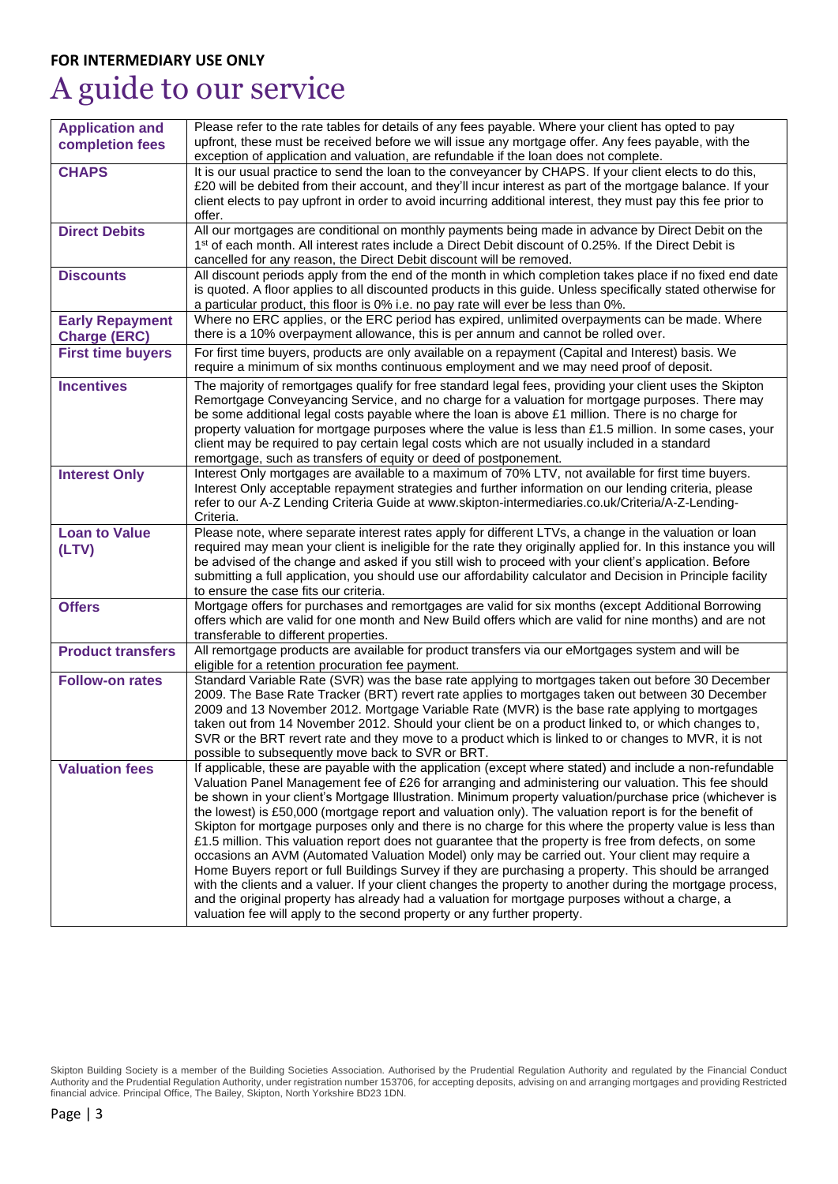**FOR INTERMEDIARY USE ONLY**

# A guide to our service

| | |
|---|---|
| **Application and completion fees** | Please refer to the rate tables for details of any fees payable. Where your client has opted to pay upfront, these must be received before we will issue any mortgage offer. Any fees payable, with the exception of application and valuation, are refundable if the loan does not complete. |
| **CHAPS** | It is our usual practice to send the loan to the conveyancer by CHAPS. If your client elects to do this, £20 will be debited from their account, and they'll incur interest as part of the mortgage balance. If your client elects to pay upfront in order to avoid incurring additional interest, they must pay this fee prior to offer. |
| **Direct Debits** | All our mortgages are conditional on monthly payments being made in advance by Direct Debit on the 1st of each month. All interest rates include a Direct Debit discount of 0.25%. If the Direct Debit is cancelled for any reason, the Direct Debit discount will be removed. |
| **Discounts** | All discount periods apply from the end of the month in which completion takes place if no fixed end date is quoted. A floor applies to all discounted products in this guide. Unless specifically stated otherwise for a particular product, this floor is 0% i.e. no pay rate will ever be less than 0%. |
| **Early Repayment Charge (ERC)** | Where no ERC applies, or the ERC period has expired, unlimited overpayments can be made. Where there is a 10% overpayment allowance, this is per annum and cannot be rolled over. |
| **First time buyers** | For first time buyers, products are only available on a repayment (Capital and Interest) basis. We require a minimum of six months continuous employment and we may need proof of deposit. |
| **Incentives** | The majority of remortgages qualify for free standard legal fees, providing your client uses the Skipton Remortgage Conveyancing Service, and no charge for a valuation for mortgage purposes. There may be some additional legal costs payable where the loan is above £1 million. There is no charge for property valuation for mortgage purposes where the value is less than £1.5 million. In some cases, your client may be required to pay certain legal costs which are not usually included in a standard remortgage, such as transfers of equity or deed of postponement. |
| **Interest Only** | Interest Only mortgages are available to a maximum of 70% LTV, not available for first time buyers. Interest Only acceptable repayment strategies and further information on our lending criteria, please refer to our A-Z Lending Criteria Guide at www.skipton-intermediaries.co.uk/Criteria/A-Z-Lending-Criteria. |
| **Loan to Value (LTV)** | Please note, where separate interest rates apply for different LTVs, a change in the valuation or loan required may mean your client is ineligible for the rate they originally applied for. In this instance you will be advised of the change and asked if you still wish to proceed with your client's application. Before submitting a full application, you should use our affordability calculator and Decision in Principle facility to ensure the case fits our criteria. |
| **Offers** | Mortgage offers for purchases and remortgages are valid for six months (except Additional Borrowing offers which are valid for one month and New Build offers which are valid for nine months) and are not transferable to different properties. |
| **Product transfers** | All remortgage products are available for product transfers via our eMortgages system and will be eligible for a retention procuration fee payment. |
| **Follow-on rates** | Standard Variable Rate (SVR) was the base rate applying to mortgages taken out before 30 December 2009. The Base Rate Tracker (BRT) revert rate applies to mortgages taken out between 30 December 2009 and 13 November 2012. Mortgage Variable Rate (MVR) is the base rate applying to mortgages taken out from 14 November 2012. Should your client be on a product linked to, or which changes to, SVR or the BRT revert rate and they move to a product which is linked to or changes to MVR, it is not possible to subsequently move back to SVR or BRT. |
| **Valuation fees** | If applicable, these are payable with the application (except where stated) and include a non-refundable Valuation Panel Management fee of £26 for arranging and administering our valuation. This fee should be shown in your client's Mortgage Illustration. Minimum property valuation/purchase price (whichever is the lowest) is £50,000 (mortgage report and valuation only). The valuation report is for the benefit of Skipton for mortgage purposes only and there is no charge for this where the property value is less than £1.5 million. This valuation report does not guarantee that the property is free from defects, on some occasions an AVM (Automated Valuation Model) only may be carried out. Your client may require a Home Buyers report or full Buildings Survey if they are purchasing a property. This should be arranged with the clients and a valuer. If your client changes the property to another during the mortgage process, and the original property has already had a valuation for mortgage purposes without a charge, a valuation fee will apply to the second property or any further property. |

Skipton Building Society is a member of the Building Societies Association. Authorised by the Prudential Regulation Authority and regulated by the Financial Conduct Authority and the Prudential Regulation Authority, under registration number 153706, for accepting deposits, advising on and arranging mortgages and providing Restricted financial advice. Principal Office, The Bailey, Skipton, North Yorkshire BD23 1DN.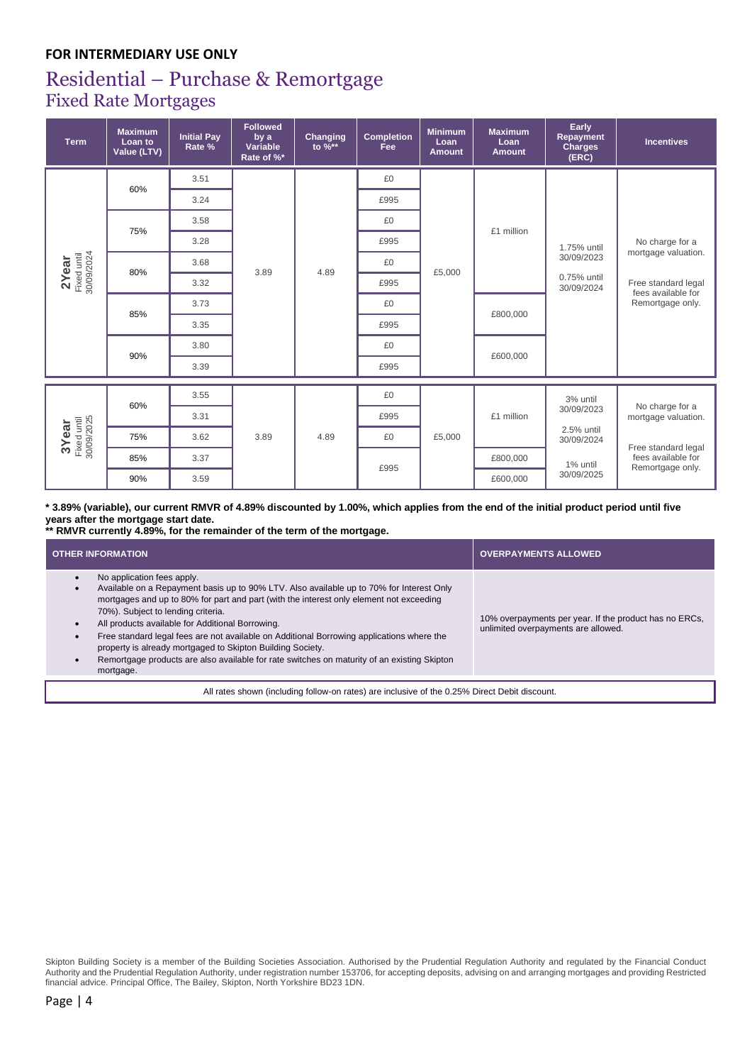**FOR INTERMEDIARY USE ONLY**

# Residential – Purchase & Remortgage

## Fixed Rate Mortgages

| Term | Maximum Loan to Value (LTV) | Initial Pay Rate % | Followed by a Variable Rate of %* | Changing to %** | Completion Fee | Minimum Loan Amount | Maximum Loan Amount | Early Repayment Charges (ERC) | Incentives |
|---|---|---|---|---|---|---|---|---|---|
| 2Year Fixed until 30/09/2024 | 60% | 3.51 | 3.89 | 4.89 | £0 | £5,000 | £1 million | 1.75% until 30/09/2023<br>0.75% until 30/09/2024 | No charge for a mortgage valuation.<br>Free standard legal fees available for Remortgage only. |
| | | 3.24 | | | £995 | | | | |
| | 75% | 3.58 | | | £0 | | | | |
| | | 3.28 | | | £995 | | | | |
| | 80% | 3.68 | | | £0 | | | | |
| | | 3.32 | | | £995 | | | | |
| | 85% | 3.73 | | | £0 | | £800,000 | | |
| | | 3.35 | | | £995 | | | | |
| | 90% | 3.80 | | | £0 | | £600,000 | | |
| | | 3.39 | | | £995 | | | | |
| 3Year Fixed until 30/09/2025 | 60% | 3.55 | 3.89 | 4.89 | £0 | £5,000 | £1 million | 3% until 30/09/2023<br>2.5% until 30/09/2024<br>1% until 30/09/2025 | No charge for a mortgage valuation.<br>Free standard legal fees available for Remortgage only. |
| | | 3.31 | | | £995 | | | | |
| | 75% | 3.62 | | | £0 | | | | |
| | 85% | 3.37 | | | £995 | | £800,000 | | |
| | 90% | 3.59 | | | | | £600,000 | | |

**\* 3.89% (variable), our current RMVR of 4.89% discounted by 1.00%, which applies from the end of the initial product period until five years after the mortgage start date.**
**\*\* RMVR currently 4.89%, for the remainder of the term of the mortgage.**

| OTHER INFORMATION | OVERPAYMENTS ALLOWED |
|---|---|
| • No application fees apply.<br>• Available on a Repayment basis up to 90% LTV. Also available up to 70% for Interest Only mortgages and up to 80% for part and part (with the interest only element not exceeding 70%). Subject to lending criteria.<br>• All products available for Additional Borrowing.<br>• Free standard legal fees are not available on Additional Borrowing applications where the property is already mortgaged to Skipton Building Society.<br>• Remortgage products are also available for rate switches on maturity of an existing Skipton mortgage. | 10% overpayments per year. If the product has no ERCs, unlimited overpayments are allowed. |

All rates shown (including follow-on rates) are inclusive of the 0.25% Direct Debit discount.

Skipton Building Society is a member of the Building Societies Association. Authorised by the Prudential Regulation Authority and regulated by the Financial Conduct Authority and the Prudential Regulation Authority, under registration number 153706, for accepting deposits, advising on and arranging mortgages and providing Restricted financial advice. Principal Office, The Bailey, Skipton, North Yorkshire BD23 1DN.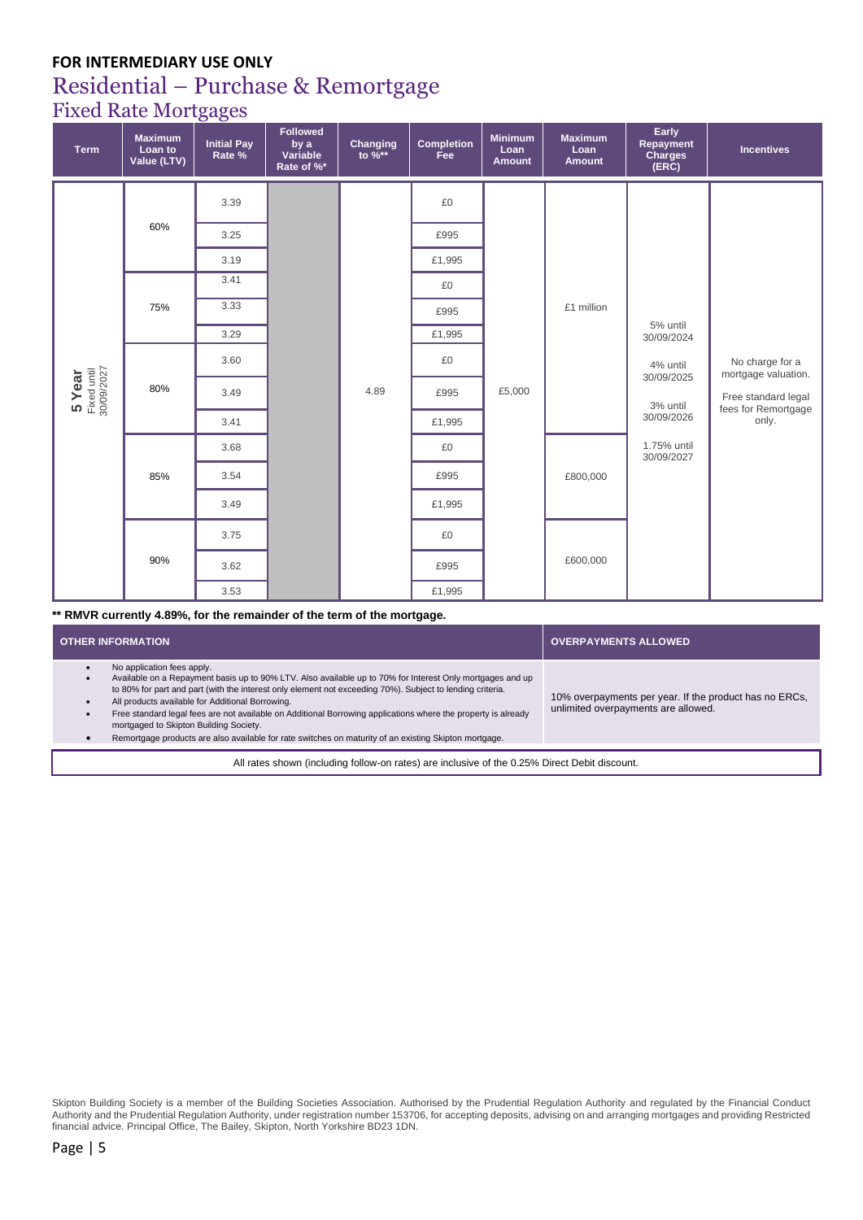**FOR INTERMEDIARY USE ONLY**

# Residential – Purchase & Remortgage

## Fixed Rate Mortgages

| Term | Maximum Loan to Value (LTV) | Initial Pay Rate % | Followed by a Variable Rate of %* | Changing to %** | Completion Fee | Minimum Loan Amount | Maximum Loan Amount | Early Repayment Charges (ERC) | Incentives |
|---|---|---|---|---|---|---|---|---|---|
| **5 Year** Fixed until 30/09/2027 | 60% | 3.39 | | 4.89 | £0 | £5,000 | £1 million | 5% until 30/09/2024<br>4% until 30/09/2025<br>3% until 30/09/2026<br>1.75% until 30/09/2027 | No charge for a mortgage valuation.<br>Free standard legal fees for Remortgage only. |
| | | 3.25 | | | £995 | | | | |
| | | 3.19 | | | £1,995 | | | | |
| | 75% | 3.41 | | | £0 | | | | |
| | | 3.33 | | | £995 | | | | |
| | | 3.29 | | | £1,995 | | | | |
| | 80% | 3.60 | | | £0 | | | | |
| | | 3.49 | | | £995 | | | | |
| | | 3.41 | | | £1,995 | | | | |
| | 85% | 3.68 | | | £0 | | £800,000 | | |
| | | 3.54 | | | £995 | | | | |
| | | 3.49 | | | £1,995 | | | | |
| | 90% | 3.75 | | | £0 | | £600,000 | | |
| | | 3.62 | | | £995 | | | | |
| | | 3.53 | | | £1,995 | | | | |

**\*\* RMVR currently 4.89%, for the remainder of the term of the mortgage.**

| OTHER INFORMATION | OVERPAYMENTS ALLOWED |
|---|---|
| • No application fees apply.<br>• Available on a Repayment basis up to 90% LTV. Also available up to 70% for Interest Only mortgages and up to 80% for part and part (with the interest only element not exceeding 70%). Subject to lending criteria.<br>• All products available for Additional Borrowing.<br>• Free standard legal fees are not available on Additional Borrowing applications where the property is already mortgaged to Skipton Building Society.<br>• Remortgage products are also available for rate switches on maturity of an existing Skipton mortgage. | 10% overpayments per year. If the product has no ERCs, unlimited overpayments are allowed. |

All rates shown (including follow-on rates) are inclusive of the 0.25% Direct Debit discount.

Skipton Building Society is a member of the Building Societies Association. Authorised by the Prudential Regulation Authority and regulated by the Financial Conduct Authority and the Prudential Regulation Authority, under registration number 153706, for accepting deposits, advising on and arranging mortgages and providing Restricted financial advice. Principal Office, The Bailey, Skipton, North Yorkshire BD23 1DN.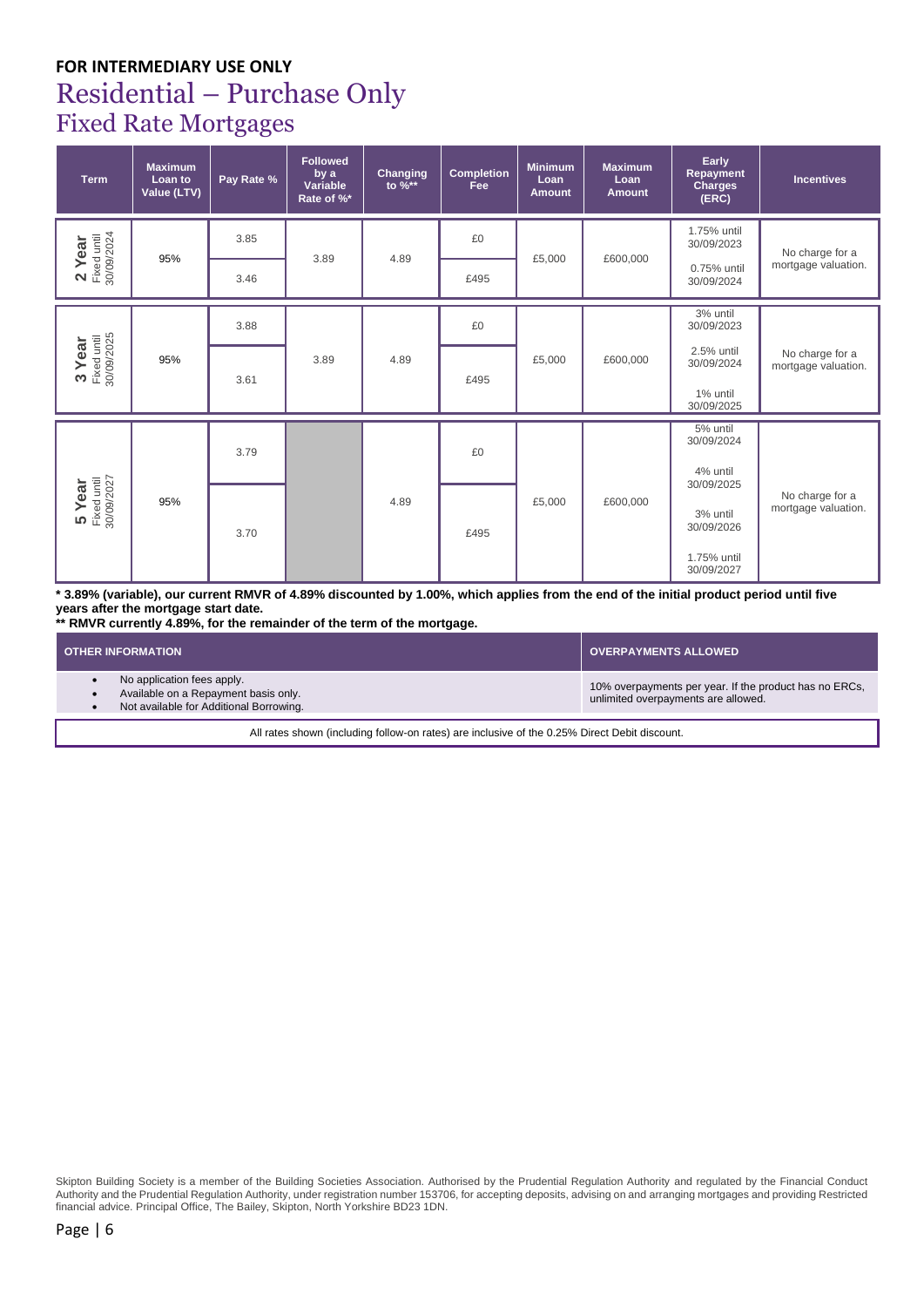**FOR INTERMEDIARY USE ONLY**

# Residential – Purchase Only

## Fixed Rate Mortgages

| Term | Maximum Loan to Value (LTV) | Pay Rate % | Followed by a Variable Rate of %* | Changing to %** | Completion Fee | Minimum Loan Amount | Maximum Loan Amount | Early Repayment Charges (ERC) | Incentives |
|---|---|---|---|---|---|---|---|---|---|
| **2 Year** Fixed until 30/09/2024 | 95% | 3.85 | 3.89 | 4.89 | £0 | £5,000 | £600,000 | 1.75% until 30/09/2023<br>0.75% until 30/09/2024 | No charge for a mortgage valuation. |
| | | 3.46 | | | £495 | | | | |
| **3 Year** Fixed until 30/09/2025 | 95% | 3.88 | 3.89 | 4.89 | £0 | £5,000 | £600,000 | 3% until 30/09/2023<br>2.5% until 30/09/2024<br>1% until 30/09/2025 | No charge for a mortgage valuation. |
| | | 3.61 | | | £495 | | | | |
| **5 Year** Fixed until 30/09/2027 | 95% | 3.79 | | 4.89 | £0 | £5,000 | £600,000 | 5% until 30/09/2024<br>4% until 30/09/2025<br>3% until 30/09/2026<br>1.75% until 30/09/2027 | No charge for a mortgage valuation. |
| | | 3.70 | | | £495 | | | | |

**\* 3.89% (variable), our current RMVR of 4.89% discounted by 1.00%, which applies from the end of the initial product period until five years after the mortgage start date.**
**\*\* RMVR currently 4.89%, for the remainder of the term of the mortgage.**

| OTHER INFORMATION | OVERPAYMENTS ALLOWED |
|---|---|
| • No application fees apply.<br>• Available on a Repayment basis only.<br>• Not available for Additional Borrowing. | 10% overpayments per year. If the product has no ERCs, unlimited overpayments are allowed. |

All rates shown (including follow-on rates) are inclusive of the 0.25% Direct Debit discount.

Skipton Building Society is a member of the Building Societies Association. Authorised by the Prudential Regulation Authority and regulated by the Financial Conduct Authority and the Prudential Regulation Authority, under registration number 153706, for accepting deposits, advising on and arranging mortgages and providing Restricted financial advice. Principal Office, The Bailey, Skipton, North Yorkshire BD23 1DN.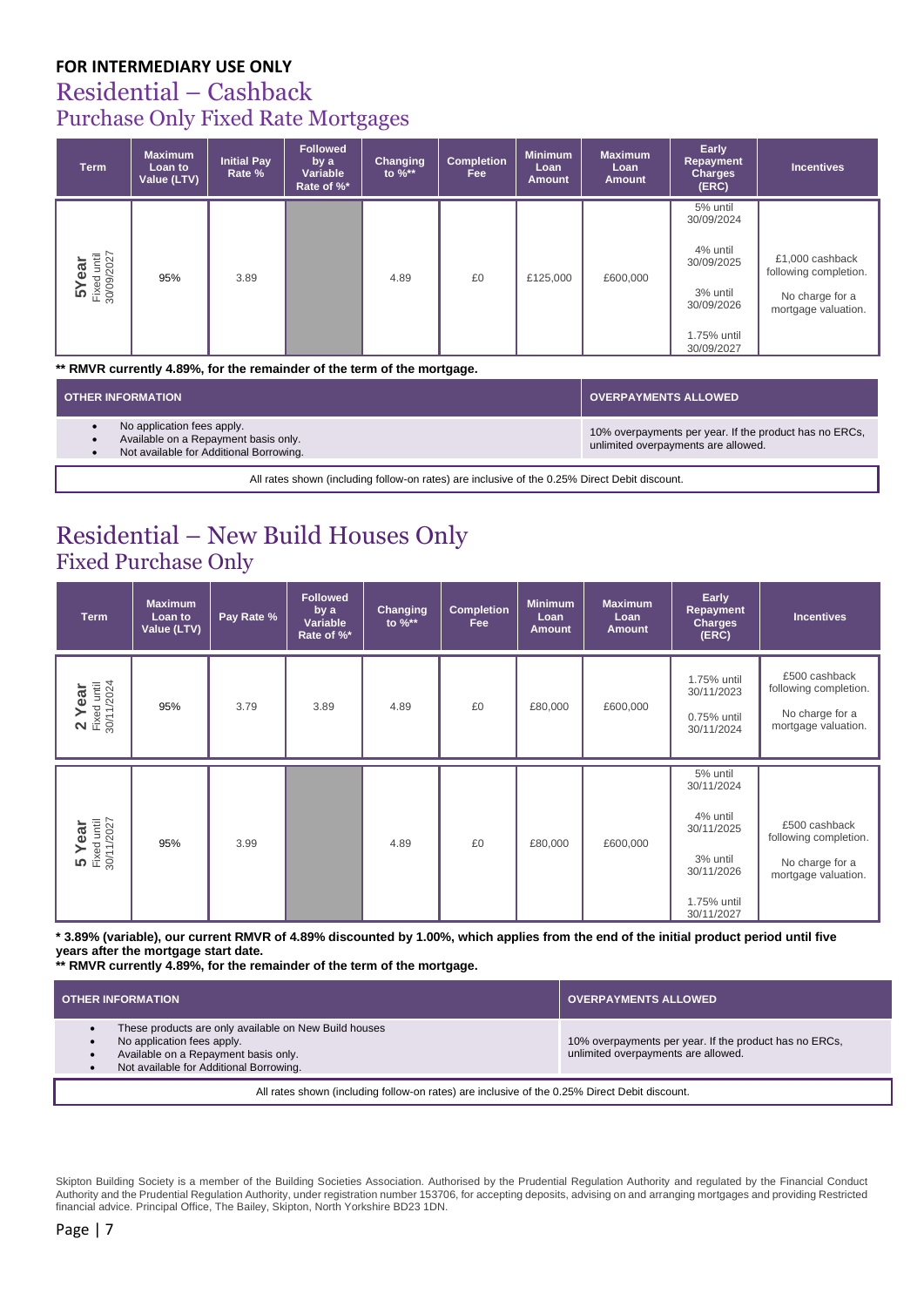**FOR INTERMEDIARY USE ONLY**

# Residential – Cashback

## Purchase Only Fixed Rate Mortgages

| Term | Maximum Loan to Value (LTV) | Initial Pay Rate % | Followed by a Variable Rate of %* | Changing to %** | Completion Fee | Minimum Loan Amount | Maximum Loan Amount | Early Repayment Charges (ERC) | Incentives |
|---|---|---|---|---|---|---|---|---|---|
| **5Year** Fixed until 30/09/2027 | 95% | 3.89 | | 4.89 | £0 | £125,000 | £600,000 | 5% until 30/09/2024<br>4% until 30/09/2025<br>3% until 30/09/2026<br>1.75% until 30/09/2027 | £1,000 cashback following completion.<br>No charge for a mortgage valuation. |

**** RMVR currently 4.89%, for the remainder of the term of the mortgage.**

| OTHER INFORMATION | OVERPAYMENTS ALLOWED |
|---|---|
| • No application fees apply.<br>• Available on a Repayment basis only.<br>• Not available for Additional Borrowing. | 10% overpayments per year. If the product has no ERCs, unlimited overpayments are allowed. |

All rates shown (including follow-on rates) are inclusive of the 0.25% Direct Debit discount.

# Residential – New Build Houses Only

## Fixed Purchase Only

| Term | Maximum Loan to Value (LTV) | Pay Rate % | Followed by a Variable Rate of %* | Changing to %** | Completion Fee | Minimum Loan Amount | Maximum Loan Amount | Early Repayment Charges (ERC) | Incentives |
|---|---|---|---|---|---|---|---|---|---|
| **2 Year** Fixed until 30/11/2024 | 95% | 3.79 | 3.89 | 4.89 | £0 | £80,000 | £600,000 | 1.75% until 30/11/2023<br>0.75% until 30/11/2024 | £500 cashback following completion.<br>No charge for a mortgage valuation. |
| **5 Year** Fixed until 30/11/2027 | 95% | 3.99 | | 4.89 | £0 | £80,000 | £600,000 | 5% until 30/11/2024<br>4% until 30/11/2025<br>3% until 30/11/2026<br>1.75% until 30/11/2027 | £500 cashback following completion.<br>No charge for a mortgage valuation. |

*** 3.89% (variable), our current RMVR of 4.89% discounted by 1.00%, which applies from the end of the initial product period until five years after the mortgage start date.**

**** RMVR currently 4.89%, for the remainder of the term of the mortgage.**

| OTHER INFORMATION | OVERPAYMENTS ALLOWED |
|---|---|
| • These products are only available on New Build houses<br>• No application fees apply.<br>• Available on a Repayment basis only.<br>• Not available for Additional Borrowing. | 10% overpayments per year. If the product has no ERCs, unlimited overpayments are allowed. |

All rates shown (including follow-on rates) are inclusive of the 0.25% Direct Debit discount.

Skipton Building Society is a member of the Building Societies Association. Authorised by the Prudential Regulation Authority and regulated by the Financial Conduct Authority and the Prudential Regulation Authority, under registration number 153706, for accepting deposits, advising on and arranging mortgages and providing Restricted financial advice. Principal Office, The Bailey, Skipton, North Yorkshire BD23 1DN.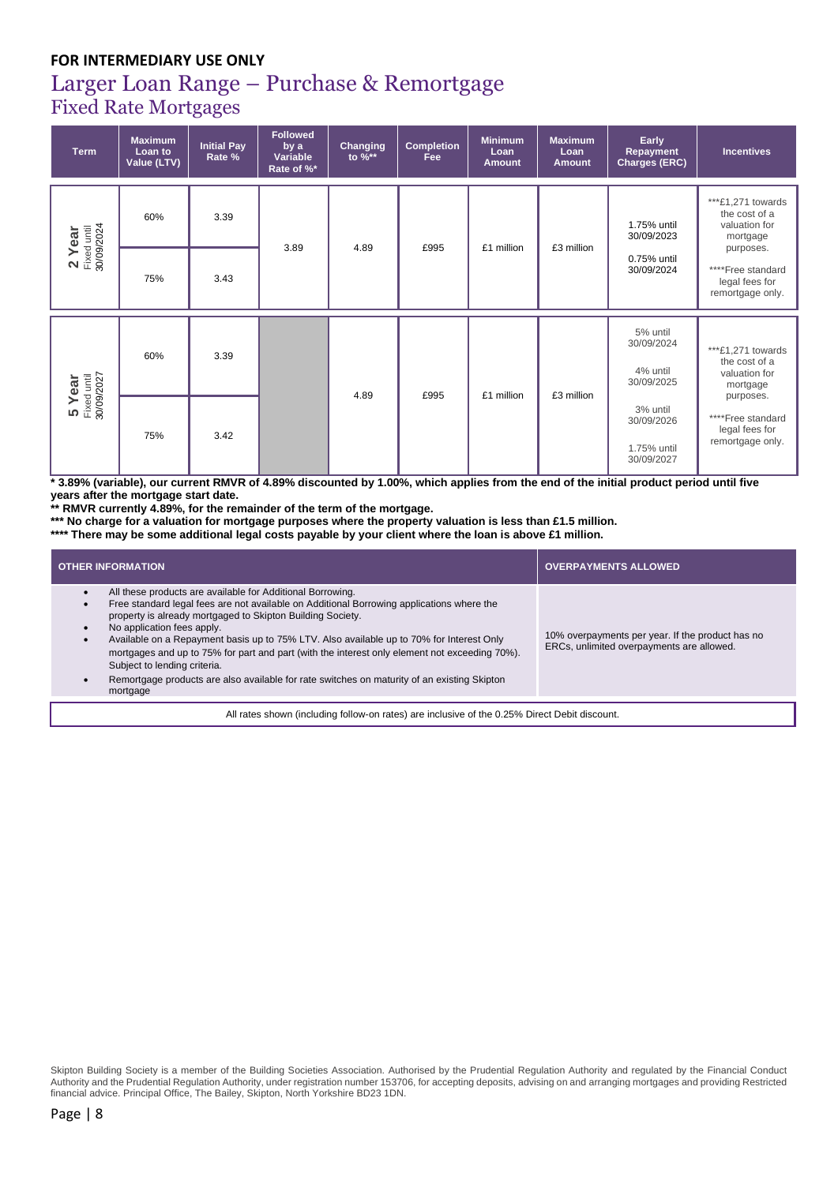**FOR INTERMEDIARY USE ONLY**

# Larger Loan Range – Purchase & Remortgage

## Fixed Rate Mortgages

| Term | Maximum Loan to Value (LTV) | Initial Pay Rate % | Followed by a Variable Rate of %* | Changing to %** | Completion Fee | Minimum Loan Amount | Maximum Loan Amount | Early Repayment Charges (ERC) | Incentives |
|---|---|---|---|---|---|---|---|---|---|
| **2 Year** Fixed until 30/09/2024 | 60% | 3.39 | 3.89 | 4.89 | £995 | £1 million | £3 million | 1.75% until 30/09/2023<br>0.75% until 30/09/2024 | ***£1,271 towards the cost of a valuation for mortgage purposes.<br>****Free standard legal fees for remortgage only. |
| | 75% | 3.43 | | | | | | | |
| **5 Year** Fixed until 30/09/2027 | 60% | 3.39 | | 4.89 | £995 | £1 million | £3 million | 5% until 30/09/2024<br>4% until 30/09/2025<br>3% until 30/09/2026<br>1.75% until 30/09/2027 | ***£1,271 towards the cost of a valuation for mortgage purposes.<br>****Free standard legal fees for remortgage only. |
| | 75% | 3.42 | | | | | | | |

**\* 3.89% (variable), our current RMVR of 4.89% discounted by 1.00%, which applies from the end of the initial product period until five years after the mortgage start date.**

**** RMVR currently 4.89%, for the remainder of the term of the mortgage.**

**\*\*\* No charge for a valuation for mortgage purposes where the property valuation is less than £1.5 million.**

**\*\*\*\* There may be some additional legal costs payable by your client where the loan is above £1 million.**

| OTHER INFORMATION | OVERPAYMENTS ALLOWED |
|---|---|
| • All these products are available for Additional Borrowing.<br>• Free standard legal fees are not available on Additional Borrowing applications where the property is already mortgaged to Skipton Building Society.<br>• No application fees apply.<br>• Available on a Repayment basis up to 75% LTV. Also available up to 70% for Interest Only mortgages and up to 75% for part and part (with the interest only element not exceeding 70%). Subject to lending criteria.<br>• Remortgage products are also available for rate switches on maturity of an existing Skipton mortgage | 10% overpayments per year. If the product has no ERCs, unlimited overpayments are allowed. |

All rates shown (including follow-on rates) are inclusive of the 0.25% Direct Debit discount.

Skipton Building Society is a member of the Building Societies Association. Authorised by the Prudential Regulation Authority and regulated by the Financial Conduct Authority and the Prudential Regulation Authority, under registration number 153706, for accepting deposits, advising on and arranging mortgages and providing Restricted financial advice. Principal Office, The Bailey, Skipton, North Yorkshire BD23 1DN.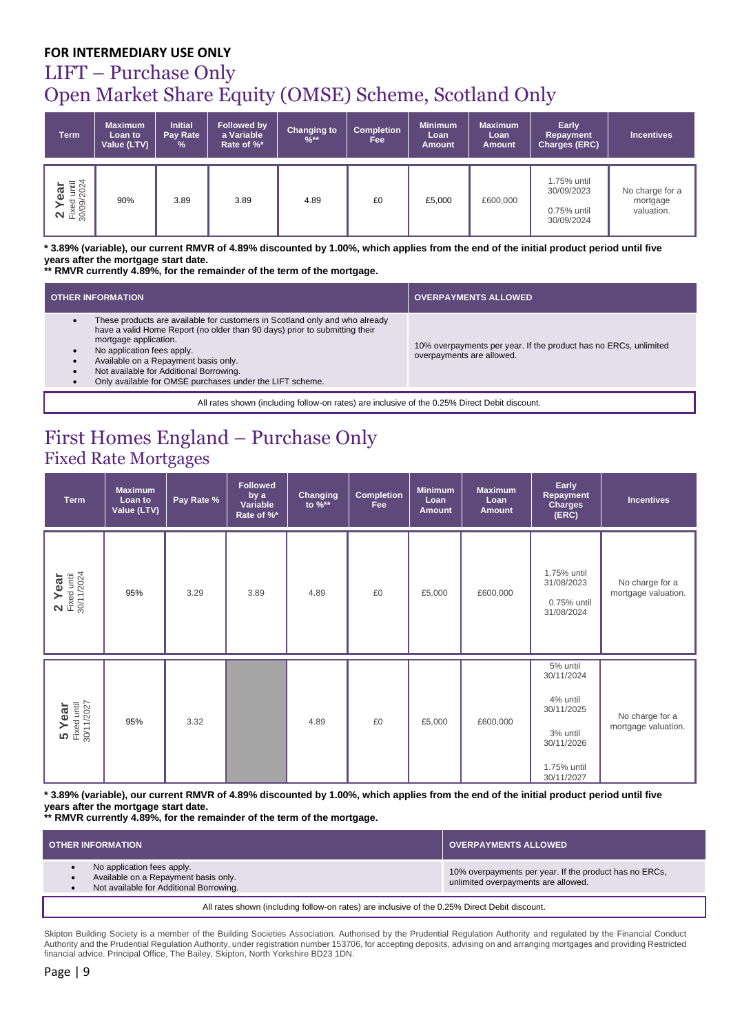**FOR INTERMEDIARY USE ONLY**

# LIFT – Purchase Only

## Open Market Share Equity (OMSE) Scheme, Scotland Only

| Term | Maximum Loan to Value (LTV) | Initial Pay Rate % | Followed by a Variable Rate of %* | Changing to %** | Completion Fee | Minimum Loan Amount | Maximum Loan Amount | Early Repayment Charges (ERC) | Incentives |
|---|---|---|---|---|---|---|---|---|---|
| **2 Year** Fixed until 30/09/2024 | 90% | 3.89 | 3.89 | 4.89 | £0 | £5,000 | £600,000 | 1.75% until 30/09/2023<br>0.75% until 30/09/2024 | No charge for a mortgage valuation. |

**\* 3.89% (variable), our current RMVR of 4.89% discounted by 1.00%, which applies from the end of the initial product period until five years after the mortgage start date.**
**\*\* RMVR currently 4.89%, for the remainder of the term of the mortgage.**

| OTHER INFORMATION | OVERPAYMENTS ALLOWED |
|---|---|
| • These products are available for customers in Scotland only and who already have a valid Home Report (no older than 90 days) prior to submitting their mortgage application.<br>• No application fees apply.<br>• Available on a Repayment basis only.<br>• Not available for Additional Borrowing.<br>• Only available for OMSE purchases under the LIFT scheme. | 10% overpayments per year. If the product has no ERCs, unlimited overpayments are allowed. |

All rates shown (including follow-on rates) are inclusive of the 0.25% Direct Debit discount.

# First Homes England – Purchase Only

## Fixed Rate Mortgages

| Term | Maximum Loan to Value (LTV) | Pay Rate % | Followed by a Variable Rate of %* | Changing to %** | Completion Fee | Minimum Loan Amount | Maximum Loan Amount | Early Repayment Charges (ERC) | Incentives |
|---|---|---|---|---|---|---|---|---|---|
| **2 Year** Fixed until 30/11/2024 | 95% | 3.29 | 3.89 | 4.89 | £0 | £5,000 | £600,000 | 1.75% until 31/08/2023<br>0.75% until 31/08/2024 | No charge for a mortgage valuation. |
| **5 Year** Fixed until 30/11/2027 | 95% | 3.32 | | 4.89 | £0 | £5,000 | £600,000 | 5% until 30/11/2024<br>4% until 30/11/2025<br>3% until 30/11/2026<br>1.75% until 30/11/2027 | No charge for a mortgage valuation. |

**\* 3.89% (variable), our current RMVR of 4.89% discounted by 1.00%, which applies from the end of the initial product period until five years after the mortgage start date.**
**\*\* RMVR currently 4.89%, for the remainder of the term of the mortgage.**

| OTHER INFORMATION | OVERPAYMENTS ALLOWED |
|---|---|
| • No application fees apply.<br>• Available on a Repayment basis only.<br>• Not available for Additional Borrowing. | 10% overpayments per year. If the product has no ERCs, unlimited overpayments are allowed. |

All rates shown (including follow-on rates) are inclusive of the 0.25% Direct Debit discount.

Skipton Building Society is a member of the Building Societies Association. Authorised by the Prudential Regulation Authority and regulated by the Financial Conduct Authority and the Prudential Regulation Authority, under registration number 153706, for accepting deposits, advising on and arranging mortgages and providing Restricted financial advice. Principal Office, The Bailey, Skipton, North Yorkshire BD23 1DN.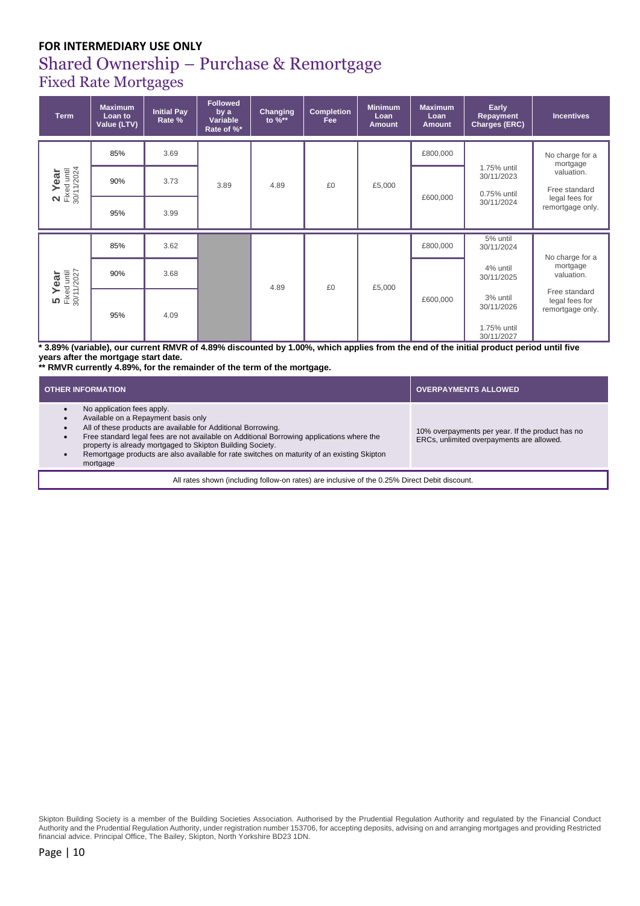**FOR INTERMEDIARY USE ONLY**

# Shared Ownership – Purchase & Remortgage

## Fixed Rate Mortgages

| Term | Maximum Loan to Value (LTV) | Initial Pay Rate % | Followed by a Variable Rate of %* | Changing to %** | Completion Fee | Minimum Loan Amount | Maximum Loan Amount | Early Repayment Charges (ERC) | Incentives |
|---|---|---|---|---|---|---|---|---|---|
| 2 Year Fixed until 30/11/2024 | 85% | 3.69 | 3.89 | 4.89 | £0 | £5,000 | £800,000 | 1.75% until 30/11/2023<br>0.75% until 30/11/2024 | No charge for a mortgage valuation.<br>Free standard legal fees for remortgage only. |
| | 90% | 3.73 | | | | | £600,000 | | |
| | 95% | 3.99 | | | | | | | |
| 5 Year Fixed until 30/11/2027 | 85% | 3.62 | | 4.89 | £0 | £5,000 | £800,000 | 5% until 30/11/2024<br>4% until 30/11/2025<br>3% until 30/11/2026<br>1.75% until 30/11/2027 | No charge for a mortgage valuation.<br>Free standard legal fees for remortgage only. |
| | 90% | 3.68 | | | | | £600,000 | | |
| | 95% | 4.09 | | | | | | | |

**\* 3.89% (variable), our current RMVR of 4.89% discounted by 1.00%, which applies from the end of the initial product period until five years after the mortgage start date.**

**\*\* RMVR currently 4.89%, for the remainder of the term of the mortgage.**

| OTHER INFORMATION | OVERPAYMENTS ALLOWED |
|---|---|
| • No application fees apply.<br>• Available on a Repayment basis only<br>• All of these products are available for Additional Borrowing.<br>• Free standard legal fees are not available on Additional Borrowing applications where the property is already mortgaged to Skipton Building Society.<br>• Remortgage products are also available for rate switches on maturity of an existing Skipton mortgage | 10% overpayments per year. If the product has no ERCs, unlimited overpayments are allowed. |

All rates shown (including follow-on rates) are inclusive of the 0.25% Direct Debit discount.

Skipton Building Society is a member of the Building Societies Association. Authorised by the Prudential Regulation Authority and regulated by the Financial Conduct Authority and the Prudential Regulation Authority, under registration number 153706, for accepting deposits, advising on and arranging mortgages and providing Restricted financial advice. Principal Office, The Bailey, Skipton, North Yorkshire BD23 1DN.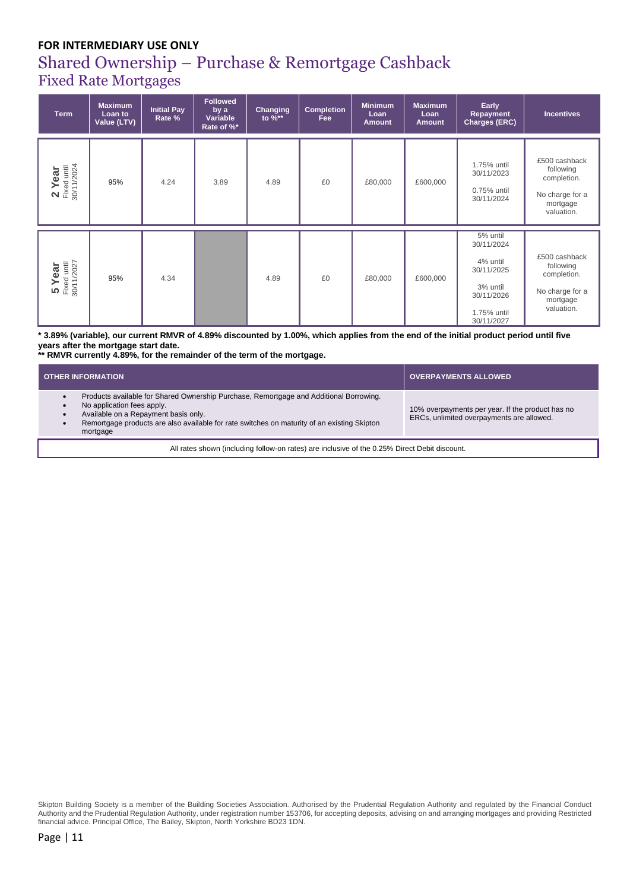**FOR INTERMEDIARY USE ONLY**

# Shared Ownership – Purchase & Remortgage Cashback

## Fixed Rate Mortgages

| Term | Maximum Loan to Value (LTV) | Initial Pay Rate % | Followed by a Variable Rate of %* | Changing to %** | Completion Fee | Minimum Loan Amount | Maximum Loan Amount | Early Repayment Charges (ERC) | Incentives |
|---|---|---|---|---|---|---|---|---|---|
| **2 Year** Fixed until 30/11/2024 | 95% | 4.24 | 3.89 | 4.89 | £0 | £80,000 | £600,000 | 1.75% until 30/11/2023<br>0.75% until 30/11/2024 | £500 cashback following completion.<br>No charge for a mortgage valuation. |
| **5 Year** Fixed until 30/11/2027 | 95% | 4.34 | | 4.89 | £0 | £80,000 | £600,000 | 5% until 30/11/2024<br>4% until 30/11/2025<br>3% until 30/11/2026<br>1.75% until 30/11/2027 | £500 cashback following completion.<br>No charge for a mortgage valuation. |

**\* 3.89% (variable), our current RMVR of 4.89% discounted by 1.00%, which applies from the end of the initial product period until five years after the mortgage start date.**

**\*\* RMVR currently 4.89%, for the remainder of the term of the mortgage.**

| OTHER INFORMATION | OVERPAYMENTS ALLOWED |
|---|---|
| • Products available for Shared Ownership Purchase, Remortgage and Additional Borrowing.<br>• No application fees apply.<br>• Available on a Repayment basis only.<br>• Remortgage products are also available for rate switches on maturity of an existing Skipton mortgage | 10% overpayments per year. If the product has no ERCs, unlimited overpayments are allowed. |

All rates shown (including follow-on rates) are inclusive of the 0.25% Direct Debit discount.

Skipton Building Society is a member of the Building Societies Association. Authorised by the Prudential Regulation Authority and regulated by the Financial Conduct Authority and the Prudential Regulation Authority, under registration number 153706, for accepting deposits, advising on and arranging mortgages and providing Restricted financial advice. Principal Office, The Bailey, Skipton, North Yorkshire BD23 1DN.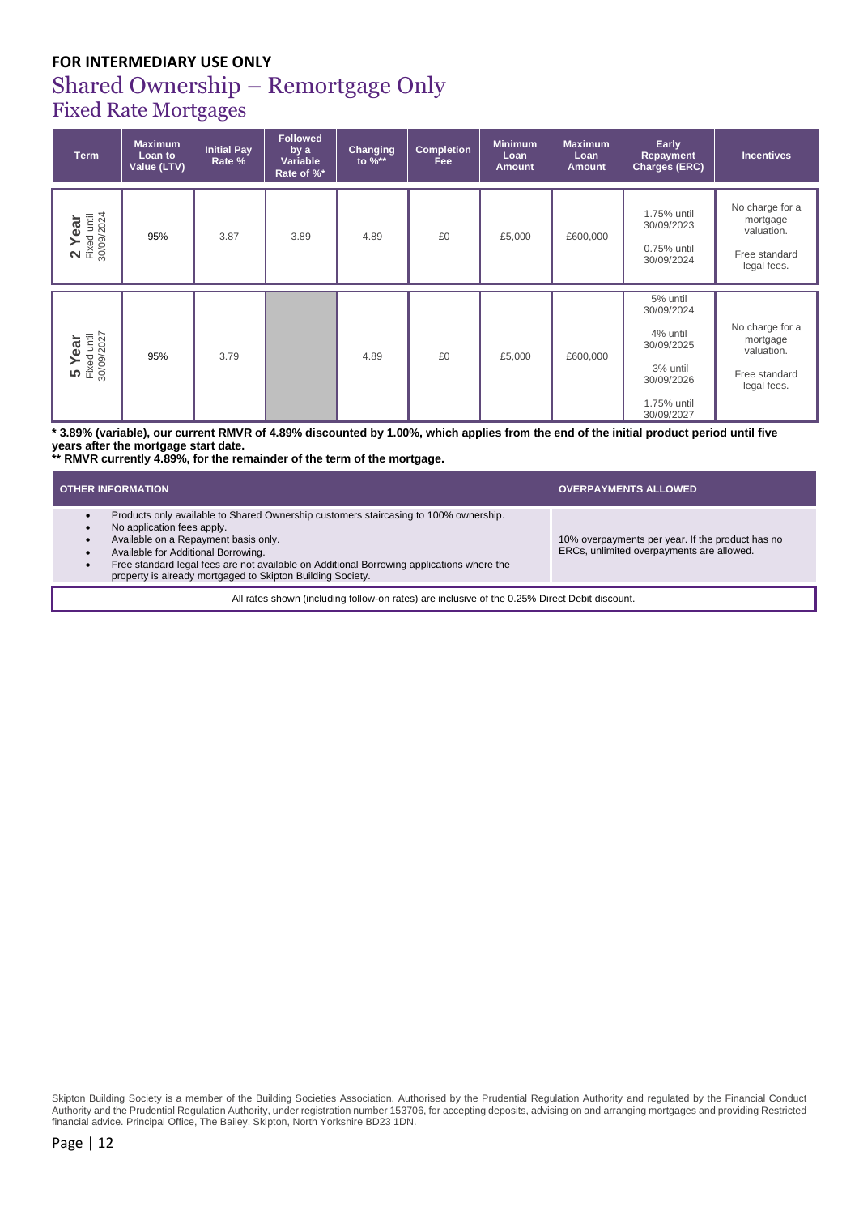**FOR INTERMEDIARY USE ONLY**

# Shared Ownership – Remortgage Only

## Fixed Rate Mortgages

| Term | Maximum Loan to Value (LTV) | Initial Pay Rate % | Followed by a Variable Rate of %* | Changing to %** | Completion Fee | Minimum Loan Amount | Maximum Loan Amount | Early Repayment Charges (ERC) | Incentives |
|---|---|---|---|---|---|---|---|---|---|
| **2 Year** Fixed until 30/09/2024 | 95% | 3.87 | 3.89 | 4.89 | £0 | £5,000 | £600,000 | 1.75% until 30/09/2023<br>0.75% until 30/09/2024 | No charge for a mortgage valuation.<br>Free standard legal fees. |
| **5 Year** Fixed until 30/09/2027 | 95% | 3.79 | | 4.89 | £0 | £5,000 | £600,000 | 5% until 30/09/2024<br>4% until 30/09/2025<br>3% until 30/09/2026<br>1.75% until 30/09/2027 | No charge for a mortgage valuation.<br>Free standard legal fees. |

**\* 3.89% (variable), our current RMVR of 4.89% discounted by 1.00%, which applies from the end of the initial product period until five years after the mortgage start date.**

**\*\* RMVR currently 4.89%, for the remainder of the term of the mortgage.**

| OTHER INFORMATION | OVERPAYMENTS ALLOWED |
|---|---|
| • Products only available to Shared Ownership customers staircasing to 100% ownership.<br>• No application fees apply.<br>• Available on a Repayment basis only.<br>• Available for Additional Borrowing.<br>• Free standard legal fees are not available on Additional Borrowing applications where the property is already mortgaged to Skipton Building Society. | 10% overpayments per year. If the product has no ERCs, unlimited overpayments are allowed. |

All rates shown (including follow-on rates) are inclusive of the 0.25% Direct Debit discount.

Skipton Building Society is a member of the Building Societies Association. Authorised by the Prudential Regulation Authority and regulated by the Financial Conduct Authority and the Prudential Regulation Authority, under registration number 153706, for accepting deposits, advising on and arranging mortgages and providing Restricted financial advice. Principal Office, The Bailey, Skipton, North Yorkshire BD23 1DN.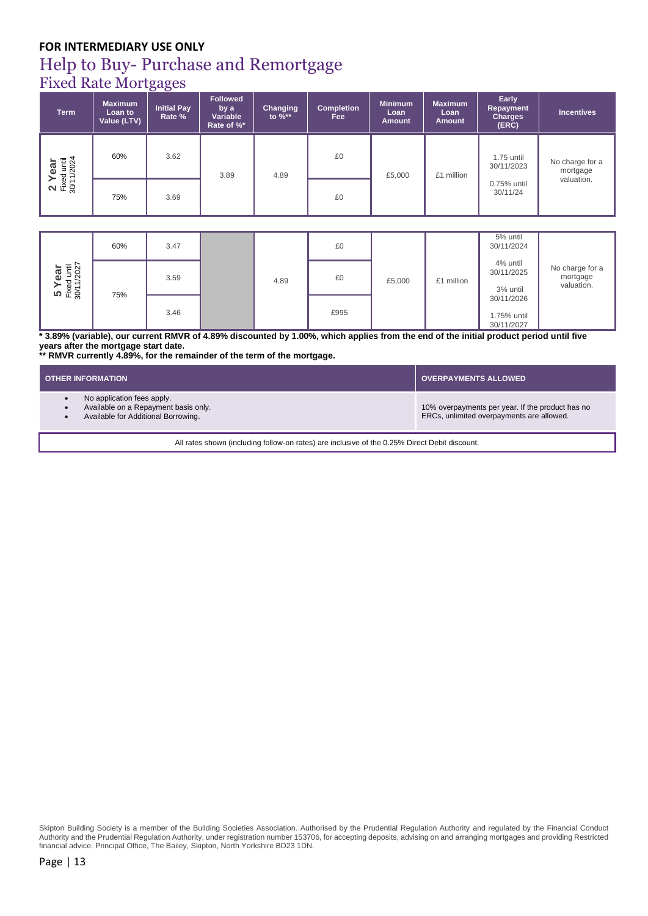**FOR INTERMEDIARY USE ONLY**

# Help to Buy- Purchase and Remortgage

## Fixed Rate Mortgages

| Term | Maximum Loan to Value (LTV) | Initial Pay Rate % | Followed by a Variable Rate of %* | Changing to %** | Completion Fee | Minimum Loan Amount | Maximum Loan Amount | Early Repayment Charges (ERC) | Incentives |
|---|---|---|---|---|---|---|---|---|---|
| **2 Year** Fixed until 30/11/2024 | 60% | 3.62 | 3.89 | 4.89 | £0 | £5,000 | £1 million | 1.75 until 30/11/2023<br>0.75% until 30/11/24 | No charge for a mortgage valuation. |
| | 75% | 3.69 | | | £0 | | | | |

| Term | Maximum Loan to Value (LTV) | Initial Pay Rate % | Followed by a Variable Rate of %* | Changing to %** | Completion Fee | Minimum Loan Amount | Maximum Loan Amount | Early Repayment Charges (ERC) | Incentives |
|---|---|---|---|---|---|---|---|---|---|
| **5 Year** Fixed until 30/11/2027 | 60% | 3.47 | | 4.89 | £0 | £5,000 | £1 million | 5% until 30/11/2024<br>4% until 30/11/2025<br>3% until 30/11/2026<br>1.75% until 30/11/2027 | No charge for a mortgage valuation. |
| | 75% | 3.59 | | | £0 | | | | |
| | | 3.46 | | | £995 | | | | |

**\* 3.89% (variable), our current RMVR of 4.89% discounted by 1.00%, which applies from the end of the initial product period until five years after the mortgage start date.**

**\*\* RMVR currently 4.89%, for the remainder of the term of the mortgage.**

| OTHER INFORMATION | OVERPAYMENTS ALLOWED |
|---|---|
| • No application fees apply.<br>• Available on a Repayment basis only.<br>• Available for Additional Borrowing. | 10% overpayments per year. If the product has no ERCs, unlimited overpayments are allowed. |

All rates shown (including follow-on rates) are inclusive of the 0.25% Direct Debit discount.

Skipton Building Society is a member of the Building Societies Association. Authorised by the Prudential Regulation Authority and regulated by the Financial Conduct Authority and the Prudential Regulation Authority, under registration number 153706, for accepting deposits, advising on and arranging mortgages and providing Restricted financial advice. Principal Office, The Bailey, Skipton, North Yorkshire BD23 1DN.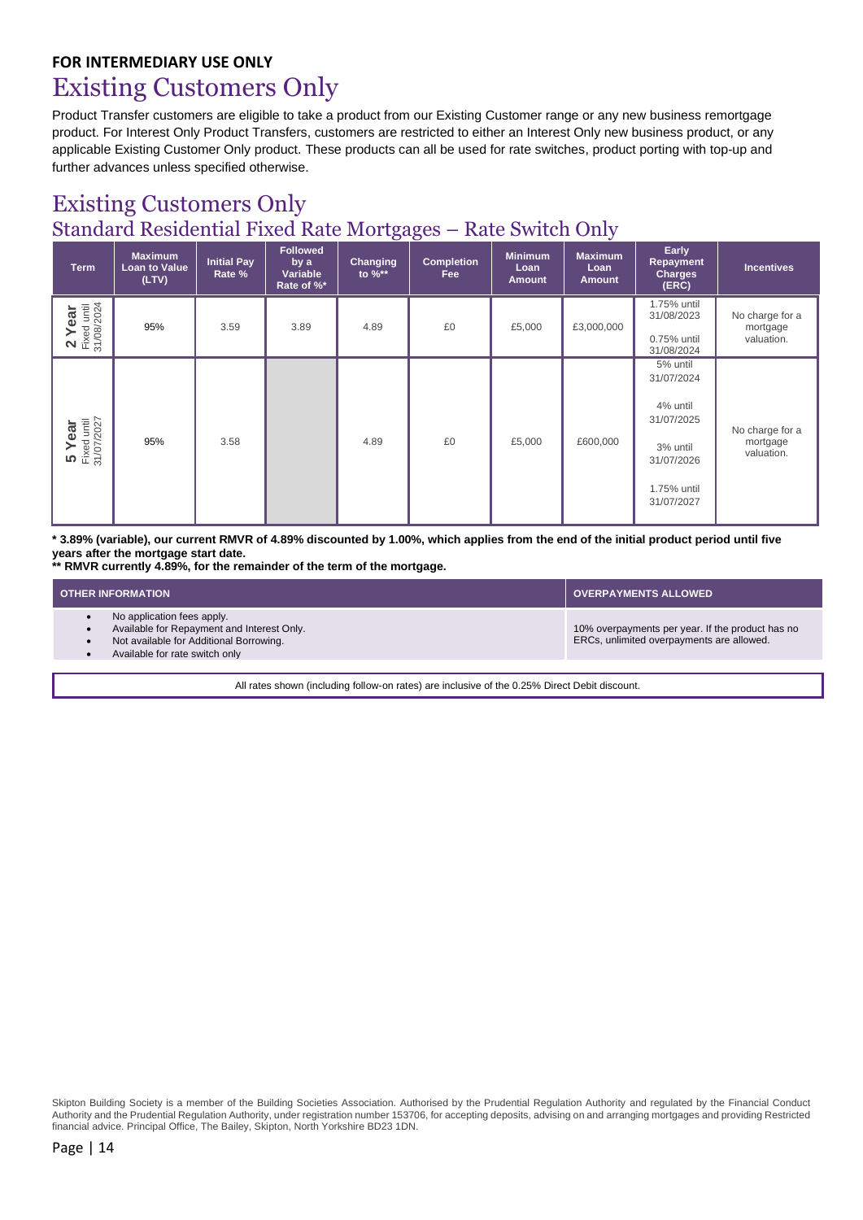**FOR INTERMEDIARY USE ONLY**

# Existing Customers Only

Product Transfer customers are eligible to take a product from our Existing Customer range or any new business remortgage product. For Interest Only Product Transfers, customers are restricted to either an Interest Only new business product, or any applicable Existing Customer Only product. These products can all be used for rate switches, product porting with top-up and further advances unless specified otherwise.

# Existing Customers Only

## Standard Residential Fixed Rate Mortgages – Rate Switch Only

| Term | Maximum Loan to Value (LTV) | Initial Pay Rate % | Followed by a Variable Rate of %* | Changing to %** | Completion Fee | Minimum Loan Amount | Maximum Loan Amount | Early Repayment Charges (ERC) | Incentives |
|---|---|---|---|---|---|---|---|---|---|
| **2 Year** Fixed until 31/08/2024 | 95% | 3.59 | 3.89 | 4.89 | £0 | £5,000 | £3,000,000 | 1.75% until 31/08/2023<br>0.75% until 31/08/2024 | No charge for a mortgage valuation. |
| **5 Year** Fixed until 31/07/2027 | 95% | 3.58 | | 4.89 | £0 | £5,000 | £600,000 | 5% until 31/07/2024<br>4% until 31/07/2025<br>3% until 31/07/2026<br>1.75% until 31/07/2027 | No charge for a mortgage valuation. |

**\* 3.89% (variable), our current RMVR of 4.89% discounted by 1.00%, which applies from the end of the initial product period until five years after the mortgage start date.**
**\*\* RMVR currently 4.89%, for the remainder of the term of the mortgage.**

| OTHER INFORMATION | OVERPAYMENTS ALLOWED |
|---|---|
| • No application fees apply.<br>• Available for Repayment and Interest Only.<br>• Not available for Additional Borrowing.<br>• Available for rate switch only | 10% overpayments per year. If the product has no ERCs, unlimited overpayments are allowed. |

All rates shown (including follow-on rates) are inclusive of the 0.25% Direct Debit discount.

Skipton Building Society is a member of the Building Societies Association. Authorised by the Prudential Regulation Authority and regulated by the Financial Conduct Authority and the Prudential Regulation Authority, under registration number 153706, for accepting deposits, advising on and arranging mortgages and providing Restricted financial advice. Principal Office, The Bailey, Skipton, North Yorkshire BD23 1DN.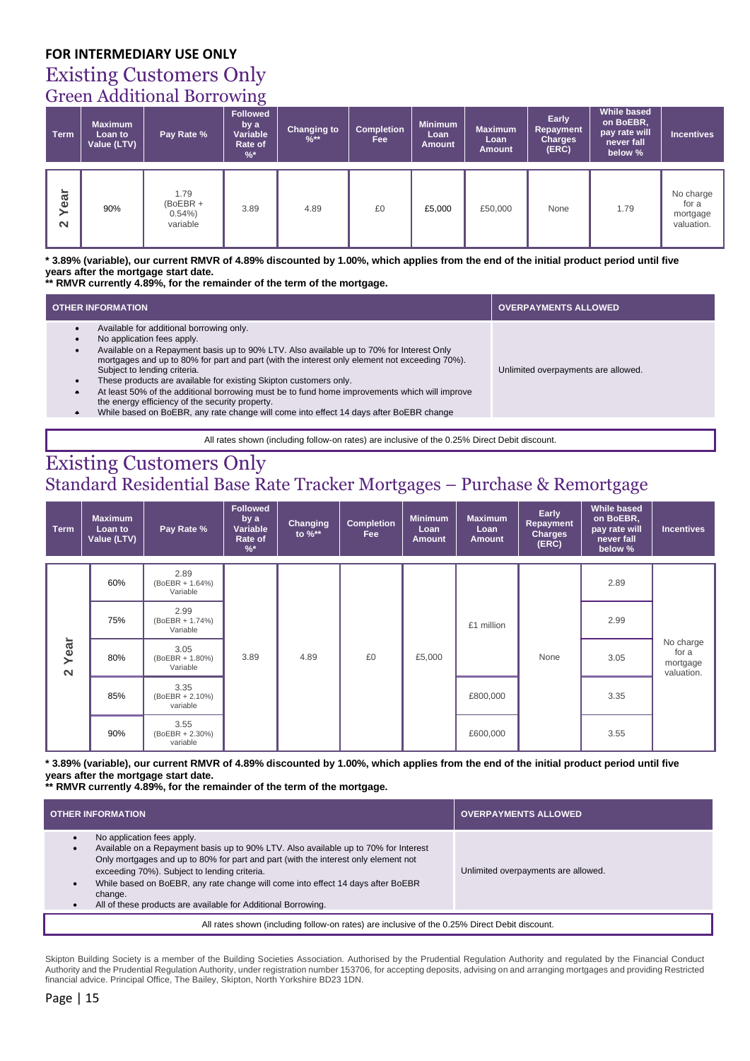**FOR INTERMEDIARY USE ONLY**

# Existing Customers Only

## Green Additional Borrowing

| Term | Maximum Loan to Value (LTV) | Pay Rate % | Followed by a Variable Rate of %* | Changing to %** | Completion Fee | Minimum Loan Amount | Maximum Loan Amount | Early Repayment Charges (ERC) | While based on BoEBR, pay rate will never fall below % | Incentives |
|---|---|---|---|---|---|---|---|---|---|---|
| 2 Year | 90% | 1.79 (BoEBR + 0.54%) variable | 3.89 | 4.89 | £0 | £5,000 | £50,000 | None | 1.79 | No charge for a mortgage valuation. |

**\* 3.89% (variable), our current RMVR of 4.89% discounted by 1.00%, which applies from the end of the initial product period until five years after the mortgage start date.**
**\*\* RMVR currently 4.89%, for the remainder of the term of the mortgage.**

| OTHER INFORMATION | OVERPAYMENTS ALLOWED |
|---|---|
| • Available for additional borrowing only.<br>• No application fees apply.<br>• Available on a Repayment basis up to 90% LTV. Also available up to 70% for Interest Only mortgages and up to 80% for part and part (with the interest only element not exceeding 70%). Subject to lending criteria.<br>• These products are available for existing Skipton customers only.<br>• At least 50% of the additional borrowing must be to fund home improvements which will improve the energy efficiency of the security property.<br>• While based on BoEBR, any rate change will come into effect 14 days after BoEBR change | Unlimited overpayments are allowed. |

All rates shown (including follow-on rates) are inclusive of the 0.25% Direct Debit discount.

# Existing Customers Only

## Standard Residential Base Rate Tracker Mortgages – Purchase & Remortgage

| Term | Maximum Loan to Value (LTV) | Pay Rate % | Followed by a Variable Rate of %* | Changing to %** | Completion Fee | Minimum Loan Amount | Maximum Loan Amount | Early Repayment Charges (ERC) | While based on BoEBR, pay rate will never fall below % | Incentives |
|---|---|---|---|---|---|---|---|---|---|---|
| 2 Year | 60% | 2.89 (BoEBR + 1.64%) Variable | 3.89 | 4.89 | £0 | £5,000 | £1 million | None | 2.89 | No charge for a mortgage valuation. |
| | 75% | 2.99 (BoEBR + 1.74%) Variable | | | | | | | 2.99 | |
| | 80% | 3.05 (BoEBR + 1.80%) Variable | | | | | | | 3.05 | |
| | 85% | 3.35 (BoEBR + 2.10%) variable | | | | | £800,000 | | 3.35 | |
| | 90% | 3.55 (BoEBR + 2.30%) variable | | | | | £600,000 | | 3.55 | |

**\* 3.89% (variable), our current RMVR of 4.89% discounted by 1.00%, which applies from the end of the initial product period until five years after the mortgage start date.**
**\*\* RMVR currently 4.89%, for the remainder of the term of the mortgage.**

| OTHER INFORMATION | OVERPAYMENTS ALLOWED |
|---|---|
| • No application fees apply.<br>• Available on a Repayment basis up to 90% LTV. Also available up to 70% for Interest Only mortgages and up to 80% for part and part (with the interest only element not exceeding 70%). Subject to lending criteria.<br>• While based on BoEBR, any rate change will come into effect 14 days after BoEBR change.<br>• All of these products are available for Additional Borrowing. | Unlimited overpayments are allowed. |

All rates shown (including follow-on rates) are inclusive of the 0.25% Direct Debit discount.

Skipton Building Society is a member of the Building Societies Association. Authorised by the Prudential Regulation Authority and regulated by the Financial Conduct Authority and the Prudential Regulation Authority, under registration number 153706, for accepting deposits, advising on and arranging mortgages and providing Restricted financial advice. Principal Office, The Bailey, Skipton, North Yorkshire BD23 1DN.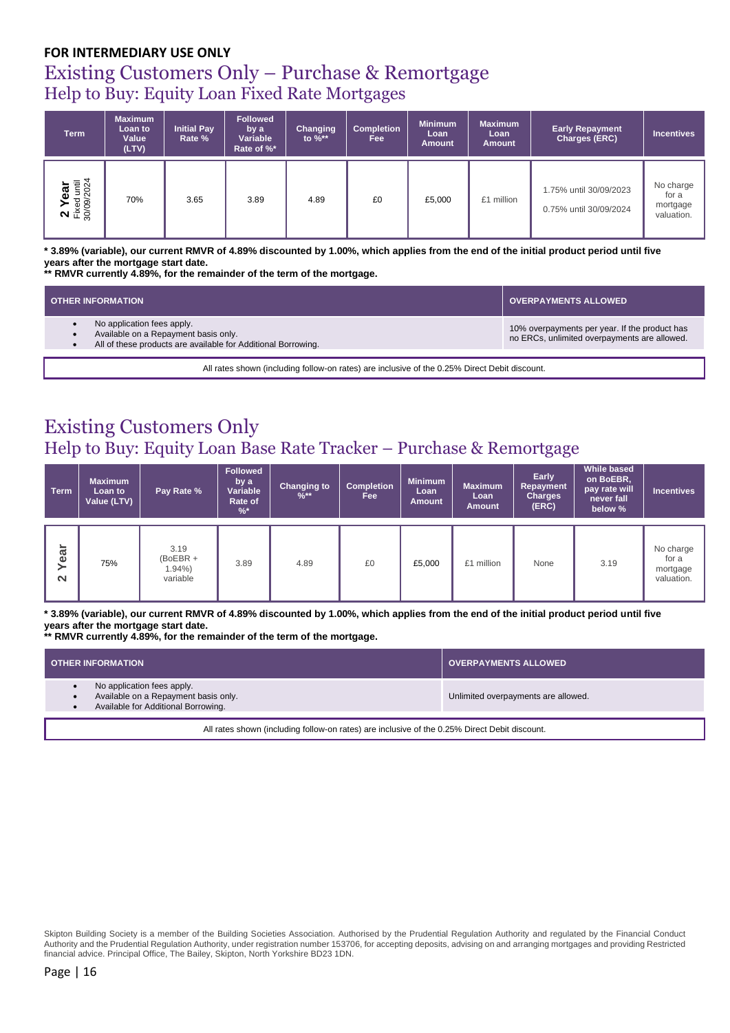**FOR INTERMEDIARY USE ONLY**

# Existing Customers Only – Purchase & Remortgage

## Help to Buy: Equity Loan Fixed Rate Mortgages

| Term | Maximum Loan to Value (LTV) | Initial Pay Rate % | Followed by a Variable Rate of %* | Changing to %** | Completion Fee | Minimum Loan Amount | Maximum Loan Amount | Early Repayment Charges (ERC) | Incentives |
|---|---|---|---|---|---|---|---|---|---|
| **2 Year** Fixed until 30/09/2024 | 70% | 3.65 | 3.89 | 4.89 | £0 | £5,000 | £1 million | 1.75% until 30/09/2023<br>0.75% until 30/09/2024 | No charge for a mortgage valuation. |

**\* 3.89% (variable), our current RMVR of 4.89% discounted by 1.00%, which applies from the end of the initial product period until five years after the mortgage start date.**
**\*\* RMVR currently 4.89%, for the remainder of the term of the mortgage.**

| OTHER INFORMATION | OVERPAYMENTS ALLOWED |
|---|---|
| • No application fees apply.<br>• Available on a Repayment basis only.<br>• All of these products are available for Additional Borrowing. | 10% overpayments per year. If the product has no ERCs, unlimited overpayments are allowed. |

All rates shown (including follow-on rates) are inclusive of the 0.25% Direct Debit discount.

# Existing Customers Only

## Help to Buy: Equity Loan Base Rate Tracker – Purchase & Remortgage

| Term | Maximum Loan to Value (LTV) | Pay Rate % | Followed by a Variable Rate of %* | Changing to %** | Completion Fee | Minimum Loan Amount | Maximum Loan Amount | Early Repayment Charges (ERC) | While based on BoEBR, pay rate will never fall below % | Incentives |
|---|---|---|---|---|---|---|---|---|---|---|
| **2 Year** | 75% | 3.19 (BoEBR + 1.94%) variable | 3.89 | 4.89 | £0 | £5,000 | £1 million | None | 3.19 | No charge for a mortgage valuation. |

**\* 3.89% (variable), our current RMVR of 4.89% discounted by 1.00%, which applies from the end of the initial product period until five years after the mortgage start date.**
**\*\* RMVR currently 4.89%, for the remainder of the term of the mortgage.**

| OTHER INFORMATION | OVERPAYMENTS ALLOWED |
|---|---|
| • No application fees apply.<br>• Available on a Repayment basis only.<br>• Available for Additional Borrowing. | Unlimited overpayments are allowed. |

All rates shown (including follow-on rates) are inclusive of the 0.25% Direct Debit discount.

Skipton Building Society is a member of the Building Societies Association. Authorised by the Prudential Regulation Authority and regulated by the Financial Conduct Authority and the Prudential Regulation Authority, under registration number 153706, for accepting deposits, advising on and arranging mortgages and providing Restricted financial advice. Principal Office, The Bailey, Skipton, North Yorkshire BD23 1DN.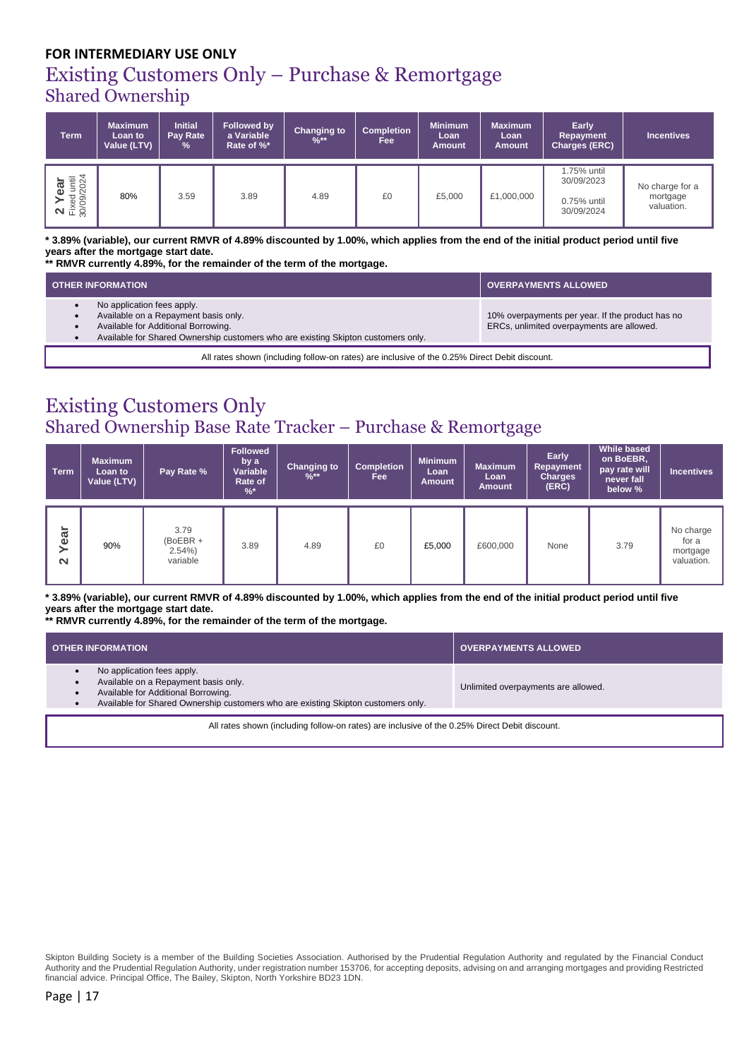**FOR INTERMEDIARY USE ONLY**

# Existing Customers Only – Purchase & Remortgage

## Shared Ownership

| Term | Maximum Loan to Value (LTV) | Initial Pay Rate % | Followed by a Variable Rate of %* | Changing to %** | Completion Fee | Minimum Loan Amount | Maximum Loan Amount | Early Repayment Charges (ERC) | Incentives |
|---|---|---|---|---|---|---|---|---|---|
| **2 Year** Fixed until 30/09/2024 | 80% | 3.59 | 3.89 | 4.89 | £0 | £5,000 | £1,000,000 | 1.75% until 30/09/2023<br>0.75% until 30/09/2024 | No charge for a mortgage valuation. |

**\* 3.89% (variable), our current RMVR of 4.89% discounted by 1.00%, which applies from the end of the initial product period until five years after the mortgage start date.**
**\*\* RMVR currently 4.89%, for the remainder of the term of the mortgage.**

| OTHER INFORMATION | OVERPAYMENTS ALLOWED |
|---|---|
| • No application fees apply.<br>• Available on a Repayment basis only.<br>• Available for Additional Borrowing.<br>• Available for Shared Ownership customers who are existing Skipton customers only. | 10% overpayments per year. If the product has no ERCs, unlimited overpayments are allowed. |

All rates shown (including follow-on rates) are inclusive of the 0.25% Direct Debit discount.

# Existing Customers Only

## Shared Ownership Base Rate Tracker – Purchase & Remortgage

| Term | Maximum Loan to Value (LTV) | Pay Rate % | Followed by a Variable Rate of %* | Changing to %** | Completion Fee | Minimum Loan Amount | Maximum Loan Amount | Early Repayment Charges (ERC) | While based on BoEBR, pay rate will never fall below % | Incentives |
|---|---|---|---|---|---|---|---|---|---|---|
| **2 Year** | 90% | 3.79 (BoEBR + 2.54%) variable | 3.89 | 4.89 | £0 | £5,000 | £600,000 | None | 3.79 | No charge for a mortgage valuation. |

**\* 3.89% (variable), our current RMVR of 4.89% discounted by 1.00%, which applies from the end of the initial product period until five years after the mortgage start date.**
**\*\* RMVR currently 4.89%, for the remainder of the term of the mortgage.**

| OTHER INFORMATION | OVERPAYMENTS ALLOWED |
|---|---|
| • No application fees apply.<br>• Available on a Repayment basis only.<br>• Available for Additional Borrowing.<br>• Available for Shared Ownership customers who are existing Skipton customers only. | Unlimited overpayments are allowed. |

All rates shown (including follow-on rates) are inclusive of the 0.25% Direct Debit discount.

Skipton Building Society is a member of the Building Societies Association. Authorised by the Prudential Regulation Authority and regulated by the Financial Conduct Authority and the Prudential Regulation Authority, under registration number 153706, for accepting deposits, advising on and arranging mortgages and providing Restricted financial advice. Principal Office, The Bailey, Skipton, North Yorkshire BD23 1DN.